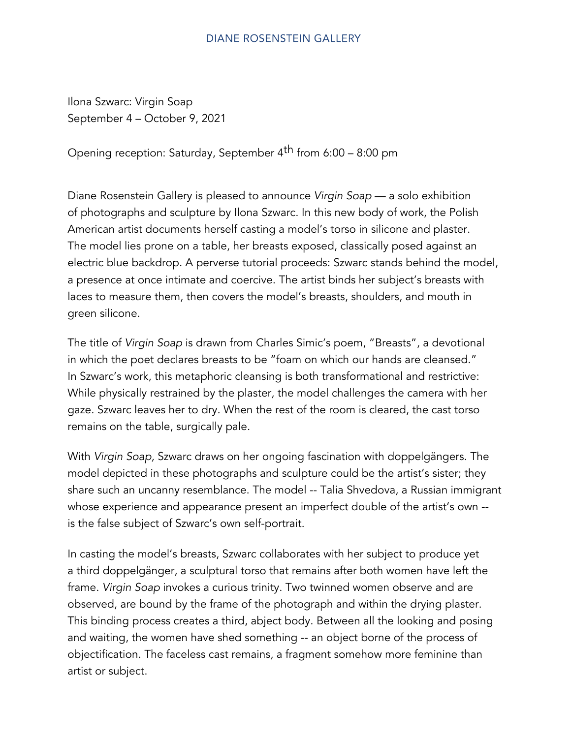DIANE ROSENSTEIN GALLERY

Ilona Szwarc: Virgin Soap
September 4 – October 9, 2021

Opening reception: Saturday, September 4th from 6:00 – 8:00 pm

Diane Rosenstein Gallery is pleased to announce *Virgin Soap* — a solo exhibition of photographs and sculpture by Ilona Szwarc. In this new body of work, the Polish American artist documents herself casting a model's torso in silicone and plaster. The model lies prone on a table, her breasts exposed, classically posed against an electric blue backdrop. A perverse tutorial proceeds: Szwarc stands behind the model, a presence at once intimate and coercive. The artist binds her subject's breasts with laces to measure them, then covers the model's breasts, shoulders, and mouth in green silicone.

The title of *Virgin Soap* is drawn from Charles Simic's poem, "Breasts", a devotional in which the poet declares breasts to be "foam on which our hands are cleansed." In Szwarc's work, this metaphoric cleansing is both transformational and restrictive: While physically restrained by the plaster, the model challenges the camera with her gaze. Szwarc leaves her to dry. When the rest of the room is cleared, the cast torso remains on the table, surgically pale.

With *Virgin Soap,* Szwarc draws on her ongoing fascination with doppelgängers. The model depicted in these photographs and sculpture could be the artist's sister; they share such an uncanny resemblance. The model -- Talia Shvedova, a Russian immigrant whose experience and appearance present an imperfect double of the artist's own -- is the false subject of Szwarc's own self-portrait.

In casting the model's breasts, Szwarc collaborates with her subject to produce yet a third doppelgänger, a sculptural torso that remains after both women have left the frame. *Virgin Soap* invokes a curious trinity. Two twinned women observe and are observed, are bound by the frame of the photograph and within the drying plaster. This binding process creates a third, abject body. Between all the looking and posing and waiting, the women have shed something -- an object borne of the process of objectification. The faceless cast remains, a fragment somehow more feminine than artist or subject.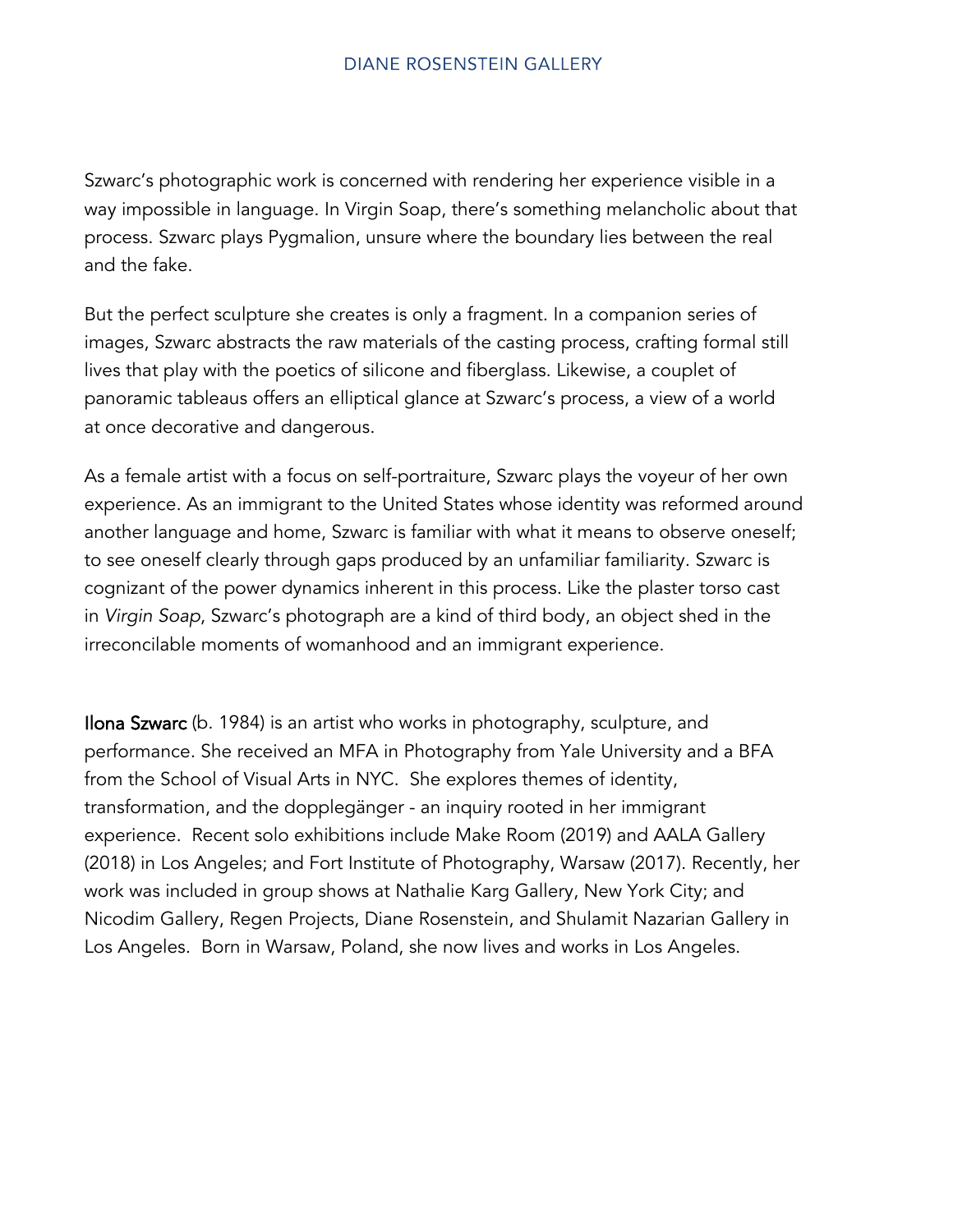Szwarc's photographic work is concerned with rendering her experience visible in a way impossible in language. In Virgin Soap, there's something melancholic about that process. Szwarc plays Pygmalion, unsure where the boundary lies between the real and the fake.

But the perfect sculpture she creates is only a fragment. In a companion series of images, Szwarc abstracts the raw materials of the casting process, crafting formal still lives that play with the poetics of silicone and fiberglass. Likewise, a couplet of panoramic tableaus offers an elliptical glance at Szwarc's process, a view of a world at once decorative and dangerous.

As a female artist with a focus on self-portraiture, Szwarc plays the voyeur of her own experience. As an immigrant to the United States whose identity was reformed around another language and home, Szwarc is familiar with what it means to observe oneself; to see oneself clearly through gaps produced by an unfamiliar familiarity. Szwarc is cognizant of the power dynamics inherent in this process. Like the plaster torso cast in *Virgin Soap*, Szwarc's photograph are a kind of third body, an object shed in the irreconcilable moments of womanhood and an immigrant experience.

**Ilona Szwarc** (b. 1984) is an artist who works in photography, sculpture, and performance. She received an MFA in Photography from Yale University and a BFA from the School of Visual Arts in NYC. She explores themes of identity, transformation, and the dopplegänger - an inquiry rooted in her immigrant experience. Recent solo exhibitions include Make Room (2019) and AALA Gallery (2018) in Los Angeles; and Fort Institute of Photography, Warsaw (2017). Recently, her work was included in group shows at Nathalie Karg Gallery, New York City; and Nicodim Gallery, Regen Projects, Diane Rosenstein, and Shulamit Nazarian Gallery in Los Angeles. Born in Warsaw, Poland, she now lives and works in Los Angeles.